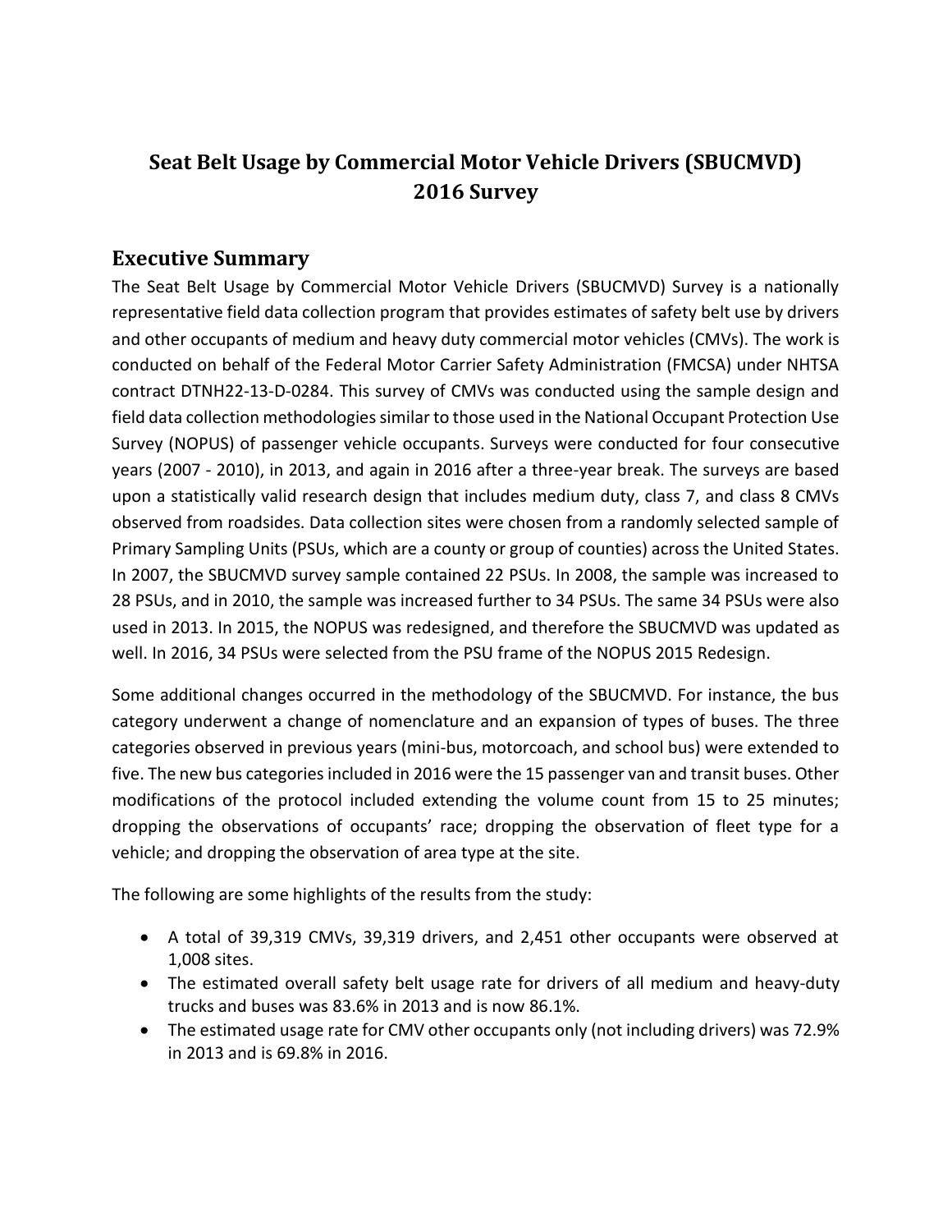# Seat Belt Usage by Commercial Motor Vehicle Drivers (SBUCMVD) 2016 Survey

## Executive Summary

The Seat Belt Usage by Commercial Motor Vehicle Drivers (SBUCMVD) Survey is a nationally representative field data collection program that provides estimates of safety belt use by drivers and other occupants of medium and heavy duty commercial motor vehicles (CMVs). The work is conducted on behalf of the Federal Motor Carrier Safety Administration (FMCSA) under NHTSA contract DTNH22-13-D-0284. This survey of CMVs was conducted using the sample design and field data collection methodologies similar to those used in the National Occupant Protection Use Survey (NOPUS) of passenger vehicle occupants. Surveys were conducted for four consecutive years (2007 - 2010), in 2013, and again in 2016 after a three-year break. The surveys are based upon a statistically valid research design that includes medium duty, class 7, and class 8 CMVs observed from roadsides. Data collection sites were chosen from a randomly selected sample of Primary Sampling Units (PSUs, which are a county or group of counties) across the United States. In 2007, the SBUCMVD survey sample contained 22 PSUs. In 2008, the sample was increased to 28 PSUs, and in 2010, the sample was increased further to 34 PSUs. The same 34 PSUs were also used in 2013. In 2015, the NOPUS was redesigned, and therefore the SBUCMVD was updated as well. In 2016, 34 PSUs were selected from the PSU frame of the NOPUS 2015 Redesign.

Some additional changes occurred in the methodology of the SBUCMVD. For instance, the bus category underwent a change of nomenclature and an expansion of types of buses. The three categories observed in previous years (mini-bus, motorcoach, and school bus) were extended to five. The new bus categories included in 2016 were the 15 passenger van and transit buses. Other modifications of the protocol included extending the volume count from 15 to 25 minutes; dropping the observations of occupants' race; dropping the observation of fleet type for a vehicle; and dropping the observation of area type at the site.

The following are some highlights of the results from the study:

- A total of 39,319 CMVs, 39,319 drivers, and 2,451 other occupants were observed at 1,008 sites.
- The estimated overall safety belt usage rate for drivers of all medium and heavy-duty trucks and buses was 83.6% in 2013 and is now 86.1%.
- The estimated usage rate for CMV other occupants only (not including drivers) was 72.9% in 2013 and is 69.8% in 2016.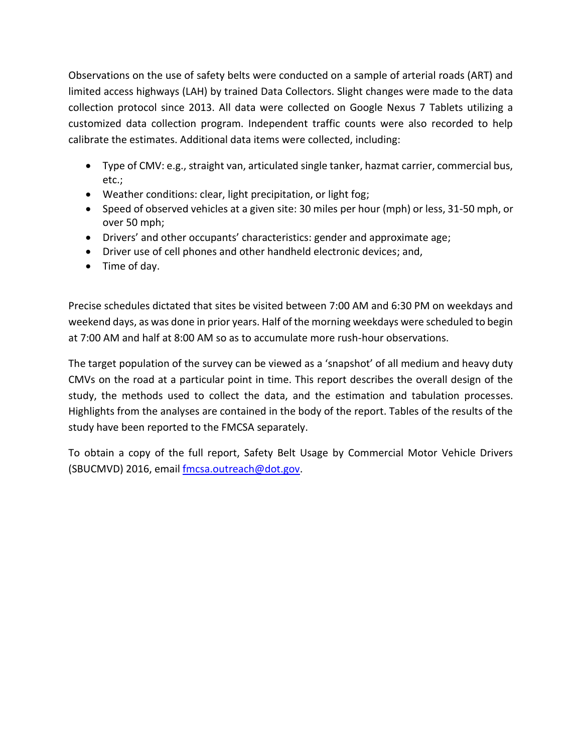Observations on the use of safety belts were conducted on a sample of arterial roads (ART) and limited access highways (LAH) by trained Data Collectors. Slight changes were made to the data collection protocol since 2013. All data were collected on Google Nexus 7 Tablets utilizing a customized data collection program. Independent traffic counts were also recorded to help calibrate the estimates. Additional data items were collected, including:

- Type of CMV: e.g., straight van, articulated single tanker, hazmat carrier, commercial bus, etc.;
- Weather conditions: clear, light precipitation, or light fog;
- Speed of observed vehicles at a given site: 30 miles per hour (mph) or less, 31-50 mph, or over 50 mph;
- Drivers' and other occupants' characteristics: gender and approximate age;
- Driver use of cell phones and other handheld electronic devices; and,
- Time of day.

Precise schedules dictated that sites be visited between 7:00 AM and 6:30 PM on weekdays and weekend days, as was done in prior years. Half of the morning weekdays were scheduled to begin at 7:00 AM and half at 8:00 AM so as to accumulate more rush-hour observations.

The target population of the survey can be viewed as a 'snapshot' of all medium and heavy duty CMVs on the road at a particular point in time. This report describes the overall design of the study, the methods used to collect the data, and the estimation and tabulation processes. Highlights from the analyses are contained in the body of the report. Tables of the results of the study have been reported to the FMCSA separately.

To obtain a copy of the full report, Safety Belt Usage by Commercial Motor Vehicle Drivers (SBUCMVD) 2016, email fmcsa.outreach@dot.gov.